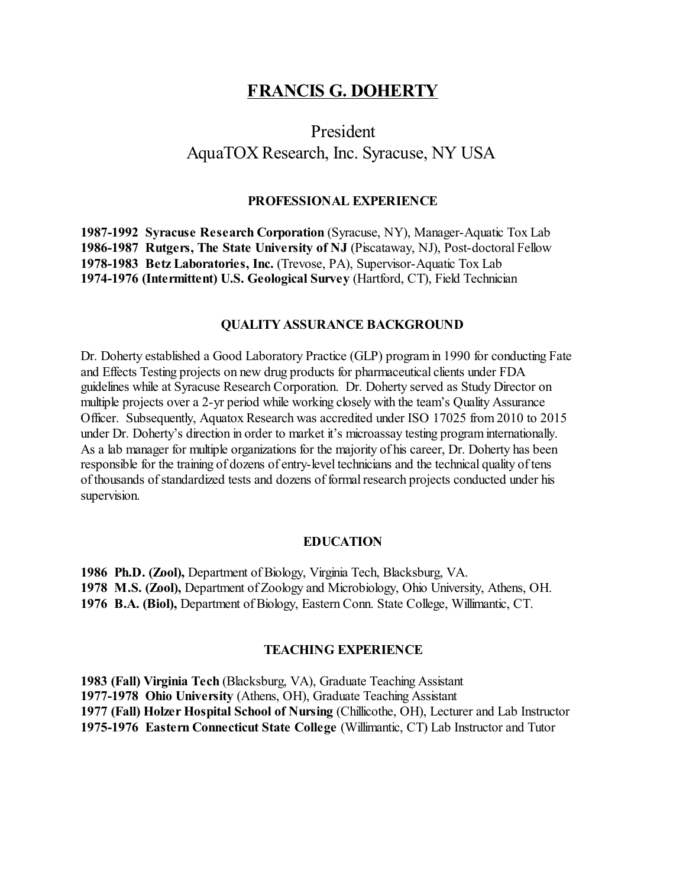# FRANCIS G. DOHERTY

President
AquaTOX Research, Inc. Syracuse, NY USA

## PROFESSIONAL EXPERIENCE

**1987-1992 Syracuse Research Corporation** (Syracuse, NY), Manager-Aquatic Tox Lab
**1986-1987 Rutgers, The State University of NJ** (Piscataway, NJ), Post-doctoral Fellow
**1978-1983 Betz Laboratories, Inc.** (Trevose, PA), Supervisor-Aquatic Tox Lab
**1974-1976 (Intermittent) U.S. Geological Survey** (Hartford, CT), Field Technician

## QUALITY ASSURANCE BACKGROUND

Dr. Doherty established a Good Laboratory Practice (GLP) program in 1990 for conducting Fate and Effects Testing projects on new drug products for pharmaceutical clients under FDA guidelines while at Syracuse Research Corporation. Dr. Doherty served as Study Director on multiple projects over a 2-yr period while working closely with the team's Quality Assurance Officer. Subsequently, Aquatox Research was accredited under ISO 17025 from 2010 to 2015 under Dr. Doherty's direction in order to market it's microassay testing program internationally. As a lab manager for multiple organizations for the majority of his career, Dr. Doherty has been responsible for the training of dozens of entry-level technicians and the technical quality of tens of thousands of standardized tests and dozens of formal research projects conducted under his supervision.

## EDUCATION

**1986 Ph.D. (Zool),** Department of Biology, Virginia Tech, Blacksburg, VA.
**1978 M.S. (Zool),** Department of Zoology and Microbiology, Ohio University, Athens, OH.
**1976 B.A. (Biol),** Department of Biology, Eastern Conn. State College, Willimantic, CT.

## TEACHING EXPERIENCE

**1983 (Fall) Virginia Tech** (Blacksburg, VA), Graduate Teaching Assistant
**1977-1978 Ohio University** (Athens, OH), Graduate Teaching Assistant
**1977 (Fall) Holzer Hospital School of Nursing** (Chillicothe, OH), Lecturer and Lab Instructor
**1975-1976 Eastern Connecticut State College** (Willimantic, CT) Lab Instructor and Tutor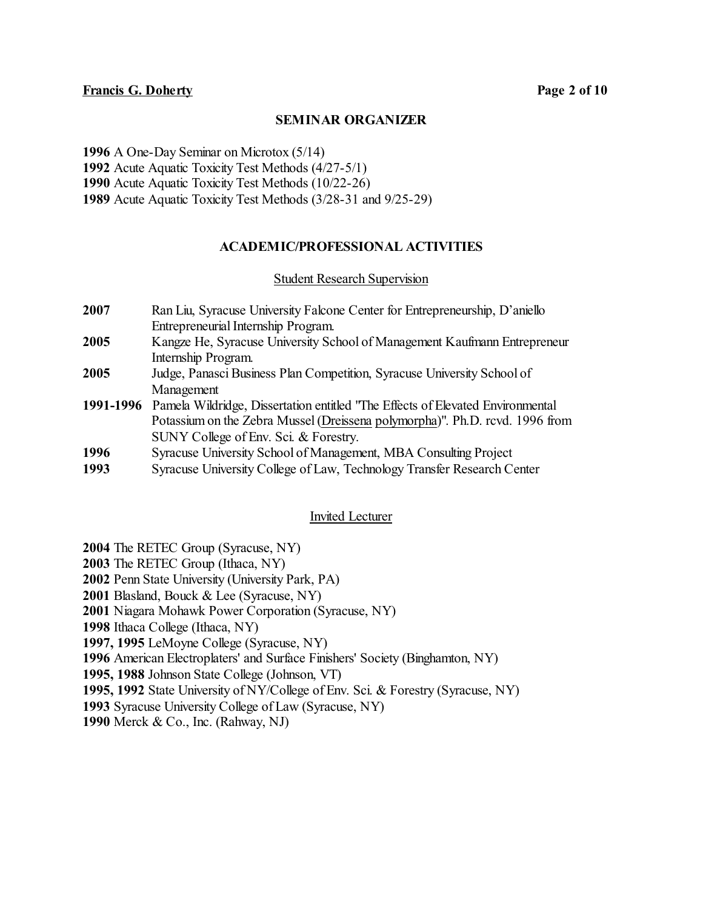## SEMINAR ORGANIZER

**1996** A One-Day Seminar on Microtox (5/14)
**1992** Acute Aquatic Toxicity Test Methods (4/27-5/1)
**1990** Acute Aquatic Toxicity Test Methods (10/22-26)
**1989** Acute Aquatic Toxicity Test Methods (3/28-31 and 9/25-29)

## ACADEMIC/PROFESSIONAL ACTIVITIES

### Student Research Supervision

**2007** Ran Liu, Syracuse University Falcone Center for Entrepreneurship, D'aniello Entrepreneurial Internship Program.

**2005** Kangze He, Syracuse University School of Management Kaufmann Entrepreneur Internship Program.

**2005** Judge, Panasci Business Plan Competition, Syracuse University School of Management

**1991-1996** Pamela Wildridge, Dissertation entitled "The Effects of Elevated Environmental Potassium on the Zebra Mussel (Dreissena polymorpha)". Ph.D. rcvd. 1996 from SUNY College of Env. Sci. & Forestry.

**1996** Syracuse University School of Management, MBA Consulting Project

**1993** Syracuse University College of Law, Technology Transfer Research Center

### Invited Lecturer

**2004** The RETEC Group (Syracuse, NY)
**2003** The RETEC Group (Ithaca, NY)
**2002** Penn State University (University Park, PA)
**2001** Blasland, Bouck & Lee (Syracuse, NY)
**2001** Niagara Mohawk Power Corporation (Syracuse, NY)
**1998** Ithaca College (Ithaca, NY)
**1997, 1995** LeMoyne College (Syracuse, NY)
**1996** American Electroplaters' and Surface Finishers' Society (Binghamton, NY)
**1995, 1988** Johnson State College (Johnson, VT)
**1995, 1992** State University of NY/College of Env. Sci. & Forestry (Syracuse, NY)
**1993** Syracuse University College of Law (Syracuse, NY)
**1990** Merck & Co., Inc. (Rahway, NJ)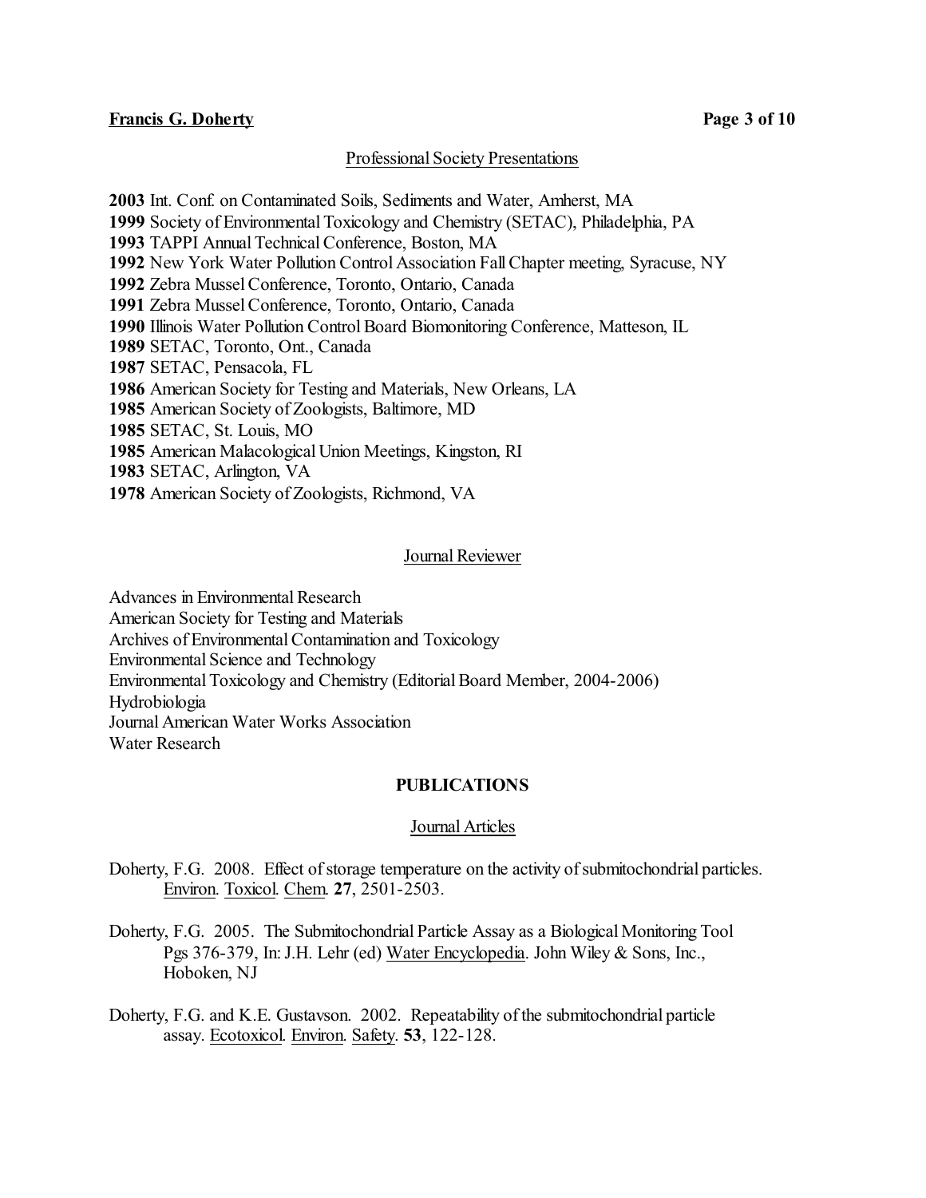## Professional Society Presentations

**2003** Int. Conf. on Contaminated Soils, Sediments and Water, Amherst, MA
**1999** Society of Environmental Toxicology and Chemistry (SETAC), Philadelphia, PA
**1993** TAPPI Annual Technical Conference, Boston, MA
**1992** New York Water Pollution Control Association Fall Chapter meeting, Syracuse, NY
**1992** Zebra Mussel Conference, Toronto, Ontario, Canada
**1991** Zebra Mussel Conference, Toronto, Ontario, Canada
**1990** Illinois Water Pollution Control Board Biomonitoring Conference, Matteson, IL
**1989** SETAC, Toronto, Ont., Canada
**1987** SETAC, Pensacola, FL
**1986** American Society for Testing and Materials, New Orleans, LA
**1985** American Society of Zoologists, Baltimore, MD
**1985** SETAC, St. Louis, MO
**1985** American Malacological Union Meetings, Kingston, RI
**1983** SETAC, Arlington, VA
**1978** American Society of Zoologists, Richmond, VA

## Journal Reviewer

Advances in Environmental Research
American Society for Testing and Materials
Archives of Environmental Contamination and Toxicology
Environmental Science and Technology
Environmental Toxicology and Chemistry (Editorial Board Member, 2004-2006)
Hydrobiologia
Journal American Water Works Association
Water Research

# PUBLICATIONS

## Journal Articles

Doherty, F.G. 2008. Effect of storage temperature on the activity of submitochondrial particles. Environ. Toxicol. Chem. **27**, 2501-2503.

Doherty, F.G. 2005. The Submitochondrial Particle Assay as a Biological Monitoring Tool Pgs 376-379, In: J.H. Lehr (ed) Water Encyclopedia. John Wiley & Sons, Inc., Hoboken, NJ

Doherty, F.G. and K.E. Gustavson. 2002. Repeatability of the submitochondrial particle assay. Ecotoxicol. Environ. Safety. **53**, 122-128.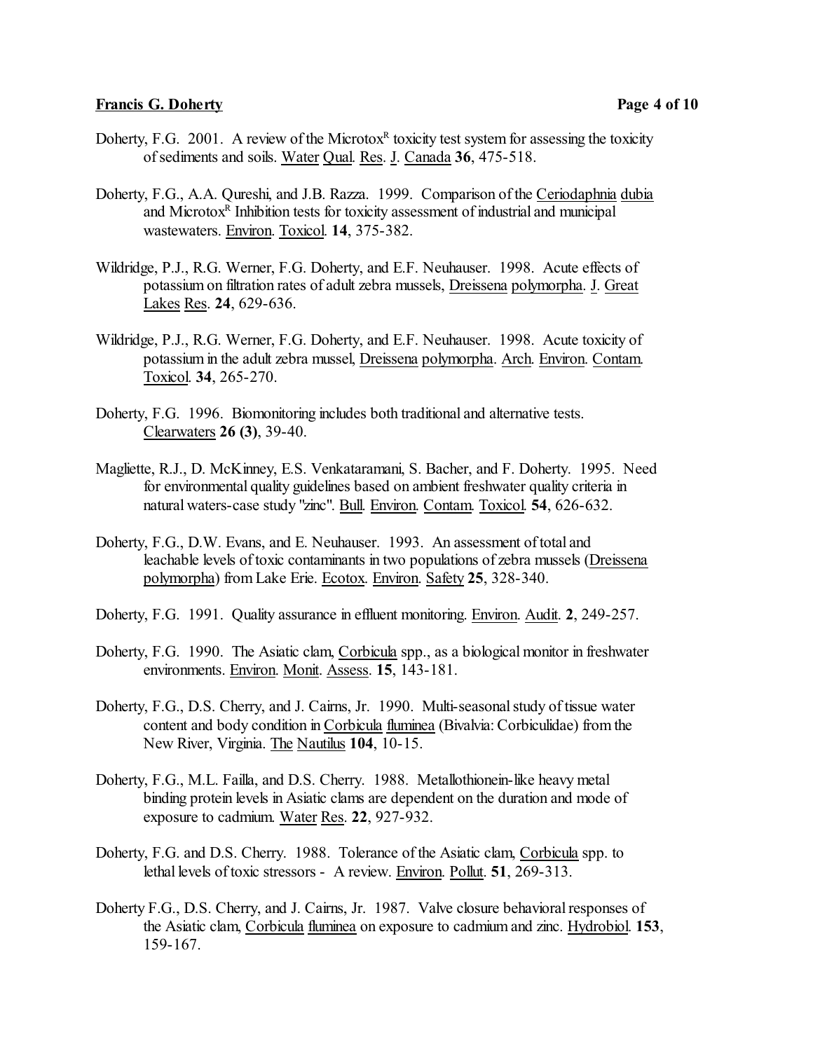Doherty, F.G. 2001. A review of the Microtox[R] toxicity test system for assessing the toxicity of sediments and soils. Water Qual. Res. J. Canada **36**, 475-518.

Doherty, F.G., A.A. Qureshi, and J.B. Razza. 1999. Comparison of the Ceriodaphnia dubia and Microtox[R] Inhibition tests for toxicity assessment of industrial and municipal wastewaters. Environ. Toxicol. **14**, 375-382.

Wildridge, P.J., R.G. Werner, F.G. Doherty, and E.F. Neuhauser. 1998. Acute effects of potassium on filtration rates of adult zebra mussels, Dreissena polymorpha. J. Great Lakes Res. **24**, 629-636.

Wildridge, P.J., R.G. Werner, F.G. Doherty, and E.F. Neuhauser. 1998. Acute toxicity of potassium in the adult zebra mussel, Dreissena polymorpha. Arch. Environ. Contam. Toxicol. **34**, 265-270.

Doherty, F.G. 1996. Biomonitoring includes both traditional and alternative tests. Clearwaters **26 (3)**, 39-40.

Magliette, R.J., D. McKinney, E.S. Venkataramani, S. Bacher, and F. Doherty. 1995. Need for environmental quality guidelines based on ambient freshwater quality criteria in natural waters-case study "zinc". Bull. Environ. Contam. Toxicol. **54**, 626-632.

Doherty, F.G., D.W. Evans, and E. Neuhauser. 1993. An assessment of total and leachable levels of toxic contaminants in two populations of zebra mussels (Dreissena polymorpha) from Lake Erie. Ecotox. Environ. Safety **25**, 328-340.

Doherty, F.G. 1991. Quality assurance in effluent monitoring. Environ. Audit. **2**, 249-257.

Doherty, F.G. 1990. The Asiatic clam, Corbicula spp., as a biological monitor in freshwater environments. Environ. Monit. Assess. **15**, 143-181.

Doherty, F.G., D.S. Cherry, and J. Cairns, Jr. 1990. Multi-seasonal study of tissue water content and body condition in Corbicula fluminea (Bivalvia: Corbiculidae) from the New River, Virginia. The Nautilus **104**, 10-15.

Doherty, F.G., M.L. Failla, and D.S. Cherry. 1988. Metallothionein-like heavy metal binding protein levels in Asiatic clams are dependent on the duration and mode of exposure to cadmium. Water Res. **22**, 927-932.

Doherty, F.G. and D.S. Cherry. 1988. Tolerance of the Asiatic clam, Corbicula spp. to lethal levels of toxic stressors - A review. Environ. Pollut. **51**, 269-313.

Doherty F.G., D.S. Cherry, and J. Cairns, Jr. 1987. Valve closure behavioral responses of the Asiatic clam, Corbicula fluminea on exposure to cadmium and zinc. Hydrobiol. **153**, 159-167.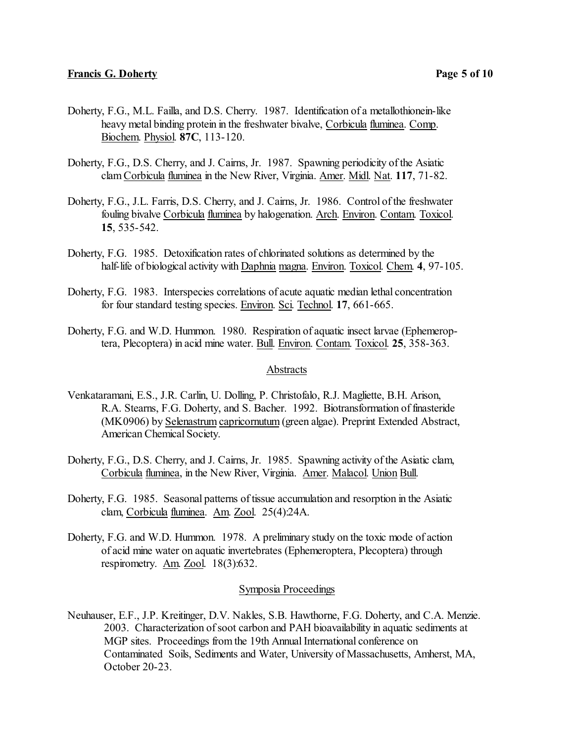Doherty, F.G., M.L. Failla, and D.S. Cherry. 1987. Identification of a metallothionein-like heavy metal binding protein in the freshwater bivalve, Corbicula fluminea. Comp. Biochem. Physiol. **87C**, 113-120.

Doherty, F.G., D.S. Cherry, and J. Cairns, Jr. 1987. Spawning periodicity of the Asiatic clam Corbicula fluminea in the New River, Virginia. Amer. Midl. Nat. **117**, 71-82.

Doherty, F.G., J.L. Farris, D.S. Cherry, and J. Cairns, Jr. 1986. Control of the freshwater fouling bivalve Corbicula fluminea by halogenation. Arch. Environ. Contam. Toxicol. **15**, 535-542.

Doherty, F.G. 1985. Detoxification rates of chlorinated solutions as determined by the half-life of biological activity with Daphnia magna. Environ. Toxicol. Chem. **4**, 97-105.

Doherty, F.G. 1983. Interspecies correlations of acute aquatic median lethal concentration for four standard testing species. Environ. Sci. Technol. **17**, 661-665.

Doherty, F.G. and W.D. Hummon. 1980. Respiration of aquatic insect larvae (Ephemeroptera, Plecoptera) in acid mine water. Bull. Environ. Contam. Toxicol. **25**, 358-363.

## Abstracts

Venkataramani, E.S., J.R. Carlin, U. Dolling, P. Christofalo, R.J. Magliette, B.H. Arison, R.A. Stearns, F.G. Doherty, and S. Bacher. 1992. Biotransformation of finasteride (MK0906) by Selenastrum capricornutum (green algae). Preprint Extended Abstract, American Chemical Society.

Doherty, F.G., D.S. Cherry, and J. Cairns, Jr. 1985. Spawning activity of the Asiatic clam, Corbicula fluminea, in the New River, Virginia. Amer. Malacol. Union Bull.

Doherty, F.G. 1985. Seasonal patterns of tissue accumulation and resorption in the Asiatic clam, Corbicula fluminea. Am. Zool. 25(4):24A.

Doherty, F.G. and W.D. Hummon. 1978. A preliminary study on the toxic mode of action of acid mine water on aquatic invertebrates (Ephemeroptera, Plecoptera) through respirometry. Am. Zool. 18(3):632.

## Symposia Proceedings

Neuhauser, E.F., J.P. Kreitinger, D.V. Nakles, S.B. Hawthorne, F.G. Doherty, and C.A. Menzie. 2003. Characterization of soot carbon and PAH bioavailability in aquatic sediments at MGP sites. Proceedings from the 19th Annual International conference on Contaminated Soils, Sediments and Water, University of Massachusetts, Amherst, MA, October 20-23.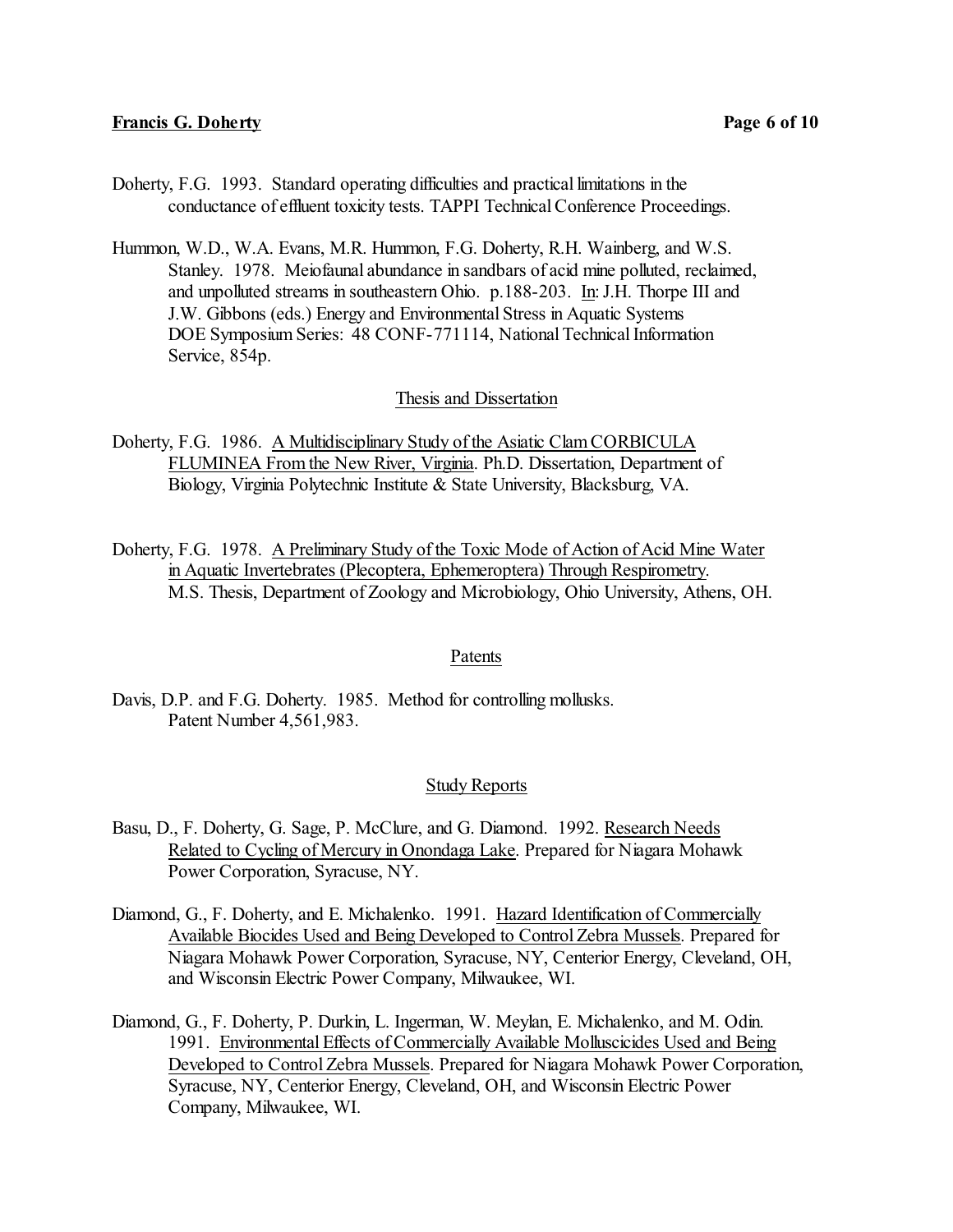Doherty, F.G. 1993. Standard operating difficulties and practical limitations in the conductance of effluent toxicity tests. TAPPI Technical Conference Proceedings.

Hummon, W.D., W.A. Evans, M.R. Hummon, F.G. Doherty, R.H. Wainberg, and W.S. Stanley. 1978. Meiofaunal abundance in sandbars of acid mine polluted, reclaimed, and unpolluted streams in southeastern Ohio. p.188-203. In: J.H. Thorpe III and J.W. Gibbons (eds.) Energy and Environmental Stress in Aquatic Systems DOE Symposium Series: 48 CONF-771114, National Technical Information Service, 854p.

## Thesis and Dissertation

Doherty, F.G. 1986. A Multidisciplinary Study of the Asiatic Clam CORBICULA FLUMINEA From the New River, Virginia. Ph.D. Dissertation, Department of Biology, Virginia Polytechnic Institute & State University, Blacksburg, VA.

Doherty, F.G. 1978. A Preliminary Study of the Toxic Mode of Action of Acid Mine Water in Aquatic Invertebrates (Plecoptera, Ephemeroptera) Through Respirometry. M.S. Thesis, Department of Zoology and Microbiology, Ohio University, Athens, OH.

## Patents

Davis, D.P. and F.G. Doherty. 1985. Method for controlling mollusks. Patent Number 4,561,983.

## Study Reports

Basu, D., F. Doherty, G. Sage, P. McClure, and G. Diamond. 1992. Research Needs Related to Cycling of Mercury in Onondaga Lake. Prepared for Niagara Mohawk Power Corporation, Syracuse, NY.

Diamond, G., F. Doherty, and E. Michalenko. 1991. Hazard Identification of Commercially Available Biocides Used and Being Developed to Control Zebra Mussels. Prepared for Niagara Mohawk Power Corporation, Syracuse, NY, Centerior Energy, Cleveland, OH, and Wisconsin Electric Power Company, Milwaukee, WI.

Diamond, G., F. Doherty, P. Durkin, L. Ingerman, W. Meylan, E. Michalenko, and M. Odin. 1991. Environmental Effects of Commercially Available Molluscicides Used and Being Developed to Control Zebra Mussels. Prepared for Niagara Mohawk Power Corporation, Syracuse, NY, Centerior Energy, Cleveland, OH, and Wisconsin Electric Power Company, Milwaukee, WI.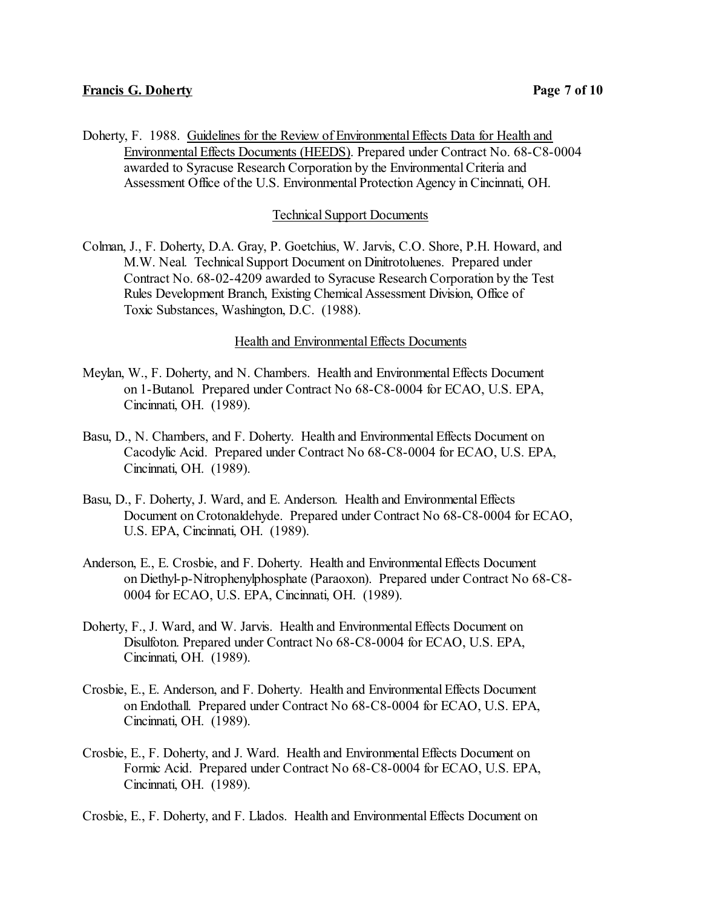Doherty, F. 1988. Guidelines for the Review of Environmental Effects Data for Health and Environmental Effects Documents (HEEDS). Prepared under Contract No. 68-C8-0004 awarded to Syracuse Research Corporation by the Environmental Criteria and Assessment Office of the U.S. Environmental Protection Agency in Cincinnati, OH.

## Technical Support Documents

Colman, J., F. Doherty, D.A. Gray, P. Goetchius, W. Jarvis, C.O. Shore, P.H. Howard, and M.W. Neal. Technical Support Document on Dinitrotoluenes. Prepared under Contract No. 68-02-4209 awarded to Syracuse Research Corporation by the Test Rules Development Branch, Existing Chemical Assessment Division, Office of Toxic Substances, Washington, D.C. (1988).

## Health and Environmental Effects Documents

Meylan, W., F. Doherty, and N. Chambers. Health and Environmental Effects Document on 1-Butanol. Prepared under Contract No 68-C8-0004 for ECAO, U.S. EPA, Cincinnati, OH. (1989).

Basu, D., N. Chambers, and F. Doherty. Health and Environmental Effects Document on Cacodylic Acid. Prepared under Contract No 68-C8-0004 for ECAO, U.S. EPA, Cincinnati, OH. (1989).

Basu, D., F. Doherty, J. Ward, and E. Anderson. Health and Environmental Effects Document on Crotonaldehyde. Prepared under Contract No 68-C8-0004 for ECAO, U.S. EPA, Cincinnati, OH. (1989).

Anderson, E., E. Crosbie, and F. Doherty. Health and Environmental Effects Document on Diethyl-p-Nitrophenylphosphate (Paraoxon). Prepared under Contract No 68-C8-0004 for ECAO, U.S. EPA, Cincinnati, OH. (1989).

Doherty, F., J. Ward, and W. Jarvis. Health and Environmental Effects Document on Disulfoton. Prepared under Contract No 68-C8-0004 for ECAO, U.S. EPA, Cincinnati, OH. (1989).

Crosbie, E., E. Anderson, and F. Doherty. Health and Environmental Effects Document on Endothall. Prepared under Contract No 68-C8-0004 for ECAO, U.S. EPA, Cincinnati, OH. (1989).

Crosbie, E., F. Doherty, and J. Ward. Health and Environmental Effects Document on Formic Acid. Prepared under Contract No 68-C8-0004 for ECAO, U.S. EPA, Cincinnati, OH. (1989).

Crosbie, E., F. Doherty, and F. Llados. Health and Environmental Effects Document on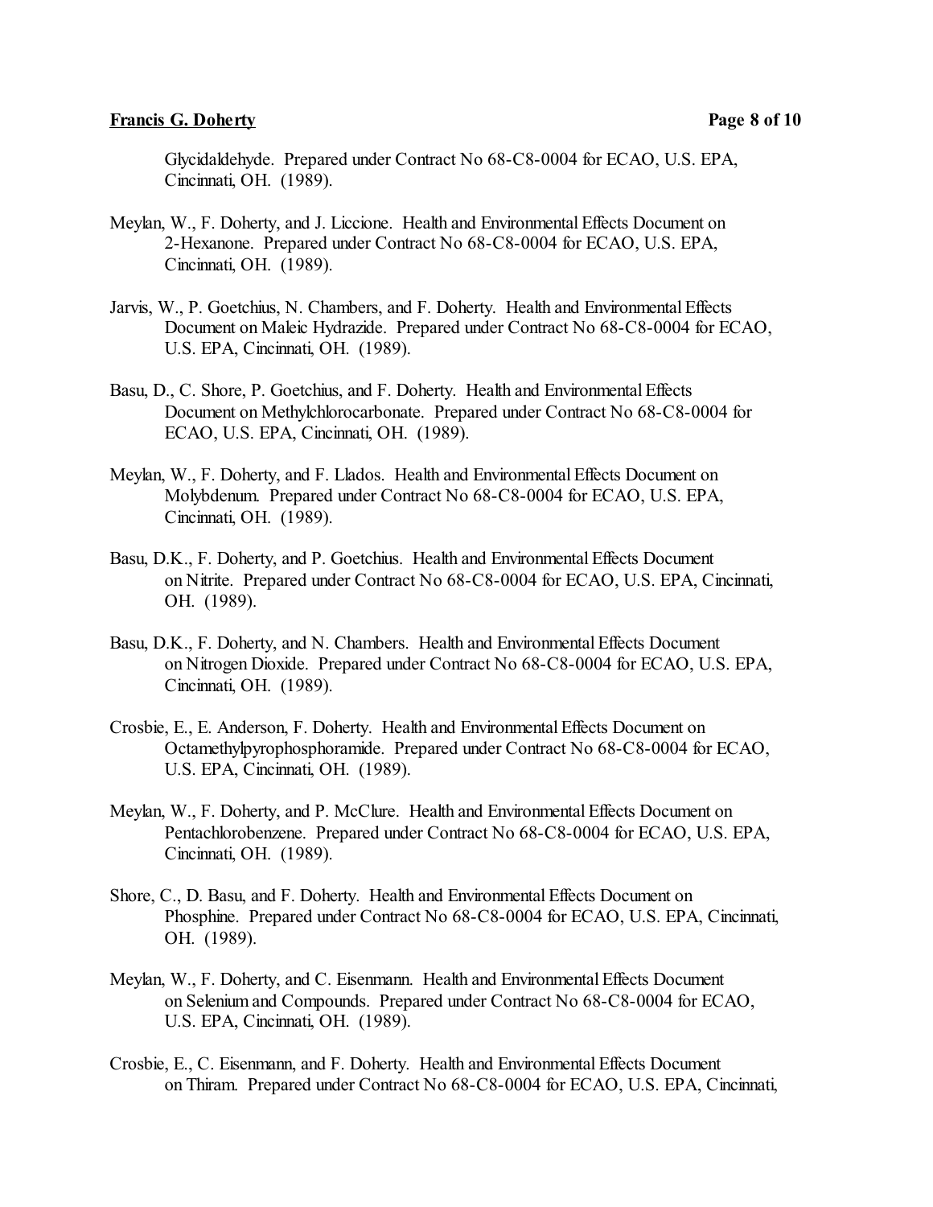Glycidaldehyde. Prepared under Contract No 68-C8-0004 for ECAO, U.S. EPA, Cincinnati, OH. (1989).

Meylan, W., F. Doherty, and J. Liccione. Health and Environmental Effects Document on 2-Hexanone. Prepared under Contract No 68-C8-0004 for ECAO, U.S. EPA, Cincinnati, OH. (1989).

Jarvis, W., P. Goetchius, N. Chambers, and F. Doherty. Health and Environmental Effects Document on Maleic Hydrazide. Prepared under Contract No 68-C8-0004 for ECAO, U.S. EPA, Cincinnati, OH. (1989).

Basu, D., C. Shore, P. Goetchius, and F. Doherty. Health and Environmental Effects Document on Methylchlorocarbonate. Prepared under Contract No 68-C8-0004 for ECAO, U.S. EPA, Cincinnati, OH. (1989).

Meylan, W., F. Doherty, and F. Llados. Health and Environmental Effects Document on Molybdenum. Prepared under Contract No 68-C8-0004 for ECAO, U.S. EPA, Cincinnati, OH. (1989).

Basu, D.K., F. Doherty, and P. Goetchius. Health and Environmental Effects Document on Nitrite. Prepared under Contract No 68-C8-0004 for ECAO, U.S. EPA, Cincinnati, OH. (1989).

Basu, D.K., F. Doherty, and N. Chambers. Health and Environmental Effects Document on Nitrogen Dioxide. Prepared under Contract No 68-C8-0004 for ECAO, U.S. EPA, Cincinnati, OH. (1989).

Crosbie, E., E. Anderson, F. Doherty. Health and Environmental Effects Document on Octamethylpyrophosphoramide. Prepared under Contract No 68-C8-0004 for ECAO, U.S. EPA, Cincinnati, OH. (1989).

Meylan, W., F. Doherty, and P. McClure. Health and Environmental Effects Document on Pentachlorobenzene. Prepared under Contract No 68-C8-0004 for ECAO, U.S. EPA, Cincinnati, OH. (1989).

Shore, C., D. Basu, and F. Doherty. Health and Environmental Effects Document on Phosphine. Prepared under Contract No 68-C8-0004 for ECAO, U.S. EPA, Cincinnati, OH. (1989).

Meylan, W., F. Doherty, and C. Eisenmann. Health and Environmental Effects Document on Selenium and Compounds. Prepared under Contract No 68-C8-0004 for ECAO, U.S. EPA, Cincinnati, OH. (1989).

Crosbie, E., C. Eisenmann, and F. Doherty. Health and Environmental Effects Document on Thiram. Prepared under Contract No 68-C8-0004 for ECAO, U.S. EPA, Cincinnati,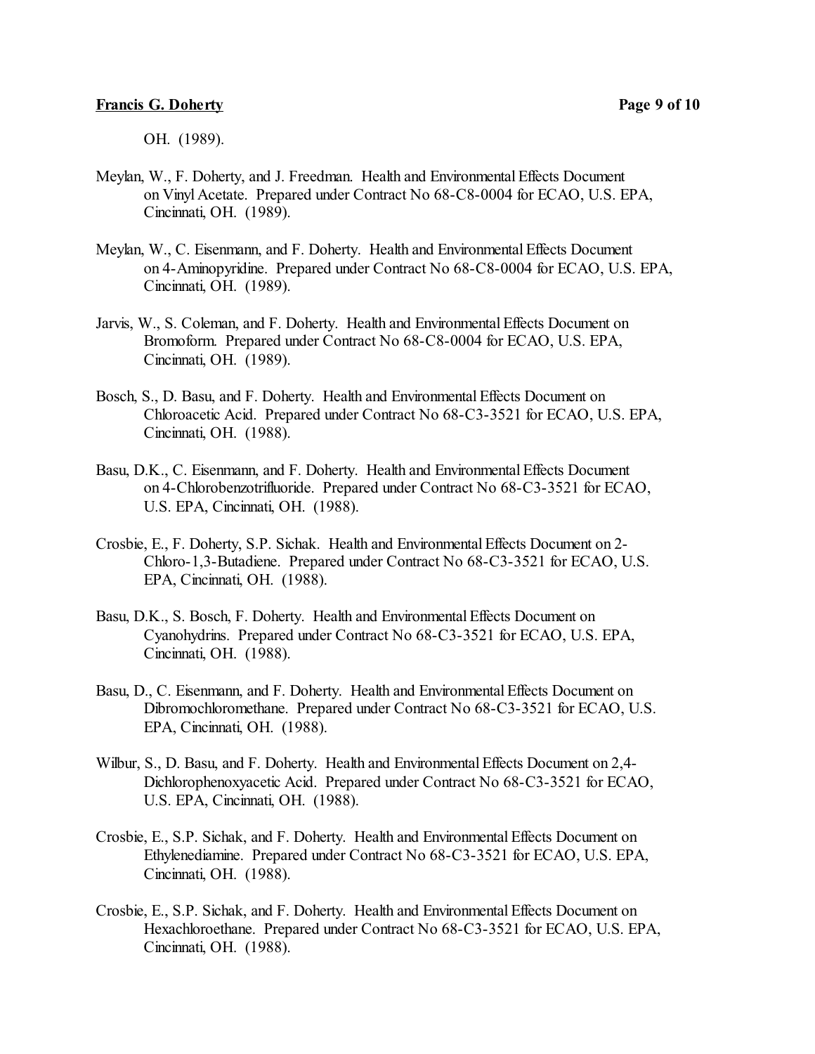OH. (1989).

Meylan, W., F. Doherty, and J. Freedman. Health and Environmental Effects Document on Vinyl Acetate. Prepared under Contract No 68-C8-0004 for ECAO, U.S. EPA, Cincinnati, OH. (1989).

Meylan, W., C. Eisenmann, and F. Doherty. Health and Environmental Effects Document on 4-Aminopyridine. Prepared under Contract No 68-C8-0004 for ECAO, U.S. EPA, Cincinnati, OH. (1989).

Jarvis, W., S. Coleman, and F. Doherty. Health and Environmental Effects Document on Bromoform. Prepared under Contract No 68-C8-0004 for ECAO, U.S. EPA, Cincinnati, OH. (1989).

Bosch, S., D. Basu, and F. Doherty. Health and Environmental Effects Document on Chloroacetic Acid. Prepared under Contract No 68-C3-3521 for ECAO, U.S. EPA, Cincinnati, OH. (1988).

Basu, D.K., C. Eisenmann, and F. Doherty. Health and Environmental Effects Document on 4-Chlorobenzotrifluoride. Prepared under Contract No 68-C3-3521 for ECAO, U.S. EPA, Cincinnati, OH. (1988).

Crosbie, E., F. Doherty, S.P. Sichak. Health and Environmental Effects Document on 2-Chloro-1,3-Butadiene. Prepared under Contract No 68-C3-3521 for ECAO, U.S. EPA, Cincinnati, OH. (1988).

Basu, D.K., S. Bosch, F. Doherty. Health and Environmental Effects Document on Cyanohydrins. Prepared under Contract No 68-C3-3521 for ECAO, U.S. EPA, Cincinnati, OH. (1988).

Basu, D., C. Eisenmann, and F. Doherty. Health and Environmental Effects Document on Dibromochloromethane. Prepared under Contract No 68-C3-3521 for ECAO, U.S. EPA, Cincinnati, OH. (1988).

Wilbur, S., D. Basu, and F. Doherty. Health and Environmental Effects Document on 2,4-Dichlorophenoxyacetic Acid. Prepared under Contract No 68-C3-3521 for ECAO, U.S. EPA, Cincinnati, OH. (1988).

Crosbie, E., S.P. Sichak, and F. Doherty. Health and Environmental Effects Document on Ethylenediamine. Prepared under Contract No 68-C3-3521 for ECAO, U.S. EPA, Cincinnati, OH. (1988).

Crosbie, E., S.P. Sichak, and F. Doherty. Health and Environmental Effects Document on Hexachloroethane. Prepared under Contract No 68-C3-3521 for ECAO, U.S. EPA, Cincinnati, OH. (1988).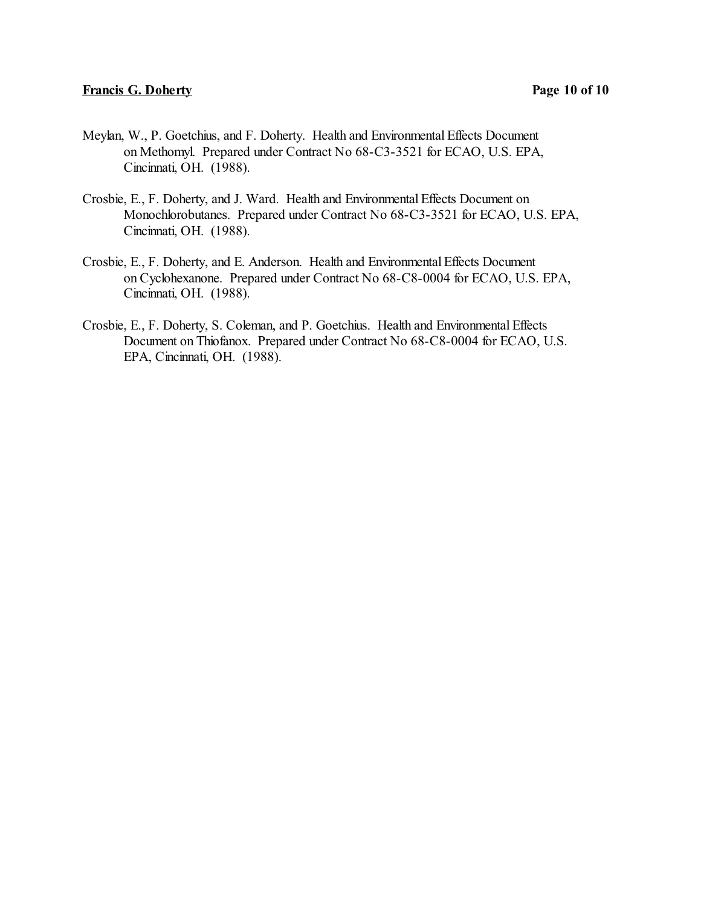Meylan, W., P. Goetchius, and F. Doherty. Health and Environmental Effects Document on Methomyl. Prepared under Contract No 68-C3-3521 for ECAO, U.S. EPA, Cincinnati, OH. (1988).

Crosbie, E., F. Doherty, and J. Ward. Health and Environmental Effects Document on Monochlorobutanes. Prepared under Contract No 68-C3-3521 for ECAO, U.S. EPA, Cincinnati, OH. (1988).

Crosbie, E., F. Doherty, and E. Anderson. Health and Environmental Effects Document on Cyclohexanone. Prepared under Contract No 68-C8-0004 for ECAO, U.S. EPA, Cincinnati, OH. (1988).

Crosbie, E., F. Doherty, S. Coleman, and P. Goetchius. Health and Environmental Effects Document on Thiofanox. Prepared under Contract No 68-C8-0004 for ECAO, U.S. EPA, Cincinnati, OH. (1988).